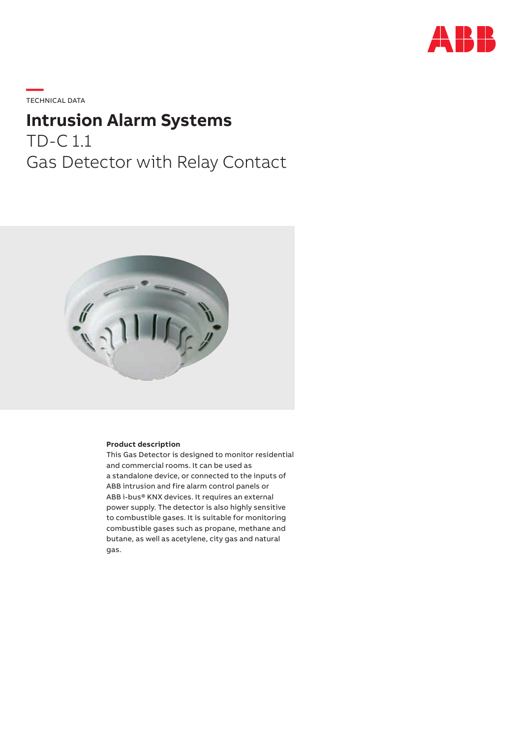TECHNICAL DATA

# Intrusion Alarm Systems

## TD-C 1.1
## Gas Detector with Relay Contact

**Product description**

This Gas Detector is designed to monitor residential and commercial rooms. It can be used as a standalone device, or connected to the inputs of ABB intrusion and fire alarm control panels or ABB i-bus® KNX devices. It requires an external power supply. The detector is also highly sensitive to combustible gases. It is suitable for monitoring combustible gases such as propane, methane and butane, as well as acetylene, city gas and natural gas.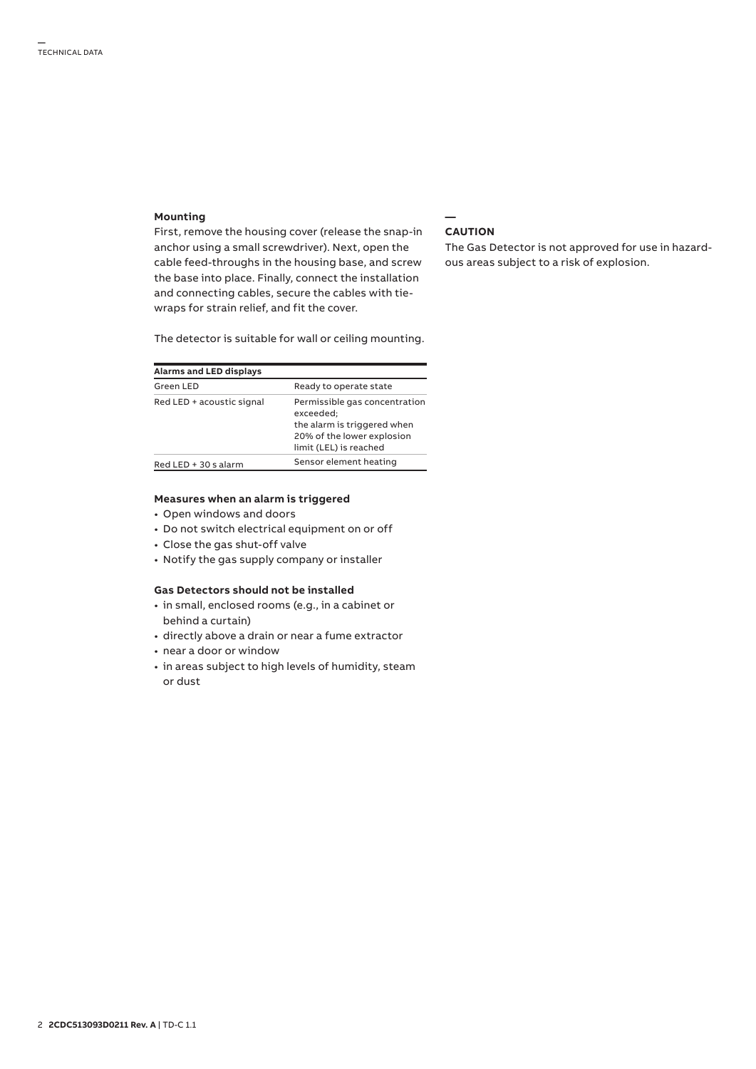### Mounting

First, remove the housing cover (release the snap-in anchor using a small screwdriver). Next, open the cable feed-throughs in the housing base, and screw the base into place. Finally, connect the installation and connecting cables, secure the cables with tie-wraps for strain relief, and fit the cover.

The detector is suitable for wall or ceiling mounting.

| Alarms and LED displays | |
|---|---|
| Green LED | Ready to operate state |
| Red LED + acoustic signal | Permissible gas concentration exceeded; the alarm is triggered when 20% of the lower explosion limit (LEL) is reached |
| Red LED + 30 s alarm | Sensor element heating |

### Measures when an alarm is triggered

- Open windows and doors
- Do not switch electrical equipment on or off
- Close the gas shut-off valve
- Notify the gas supply company or installer

### Gas Detectors should not be installed

- in small, enclosed rooms (e.g., in a cabinet or behind a curtain)
- directly above a drain or near a fume extractor
- near a door or window
- in areas subject to high levels of humidity, steam or dust

### CAUTION

The Gas Detector is not approved for use in hazardous areas subject to a risk of explosion.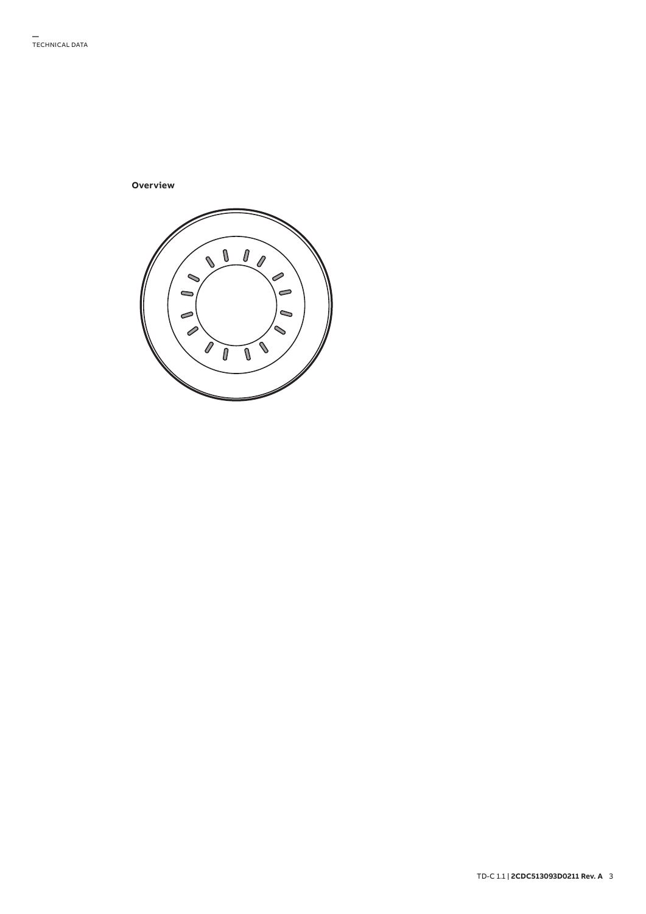**Overview**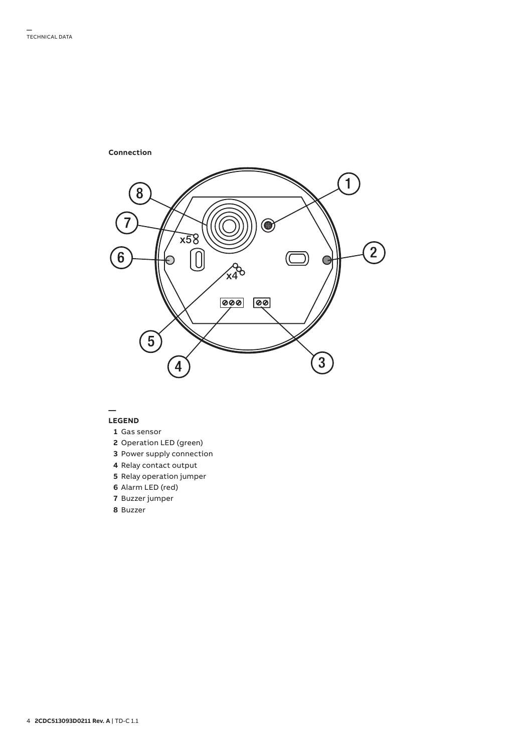**Connection**

**LEGEND**

**1** Gas sensor
**2** Operation LED (green)
**3** Power supply connection
**4** Relay contact output
**5** Relay operation jumper
**6** Alarm LED (red)
**7** Buzzer jumper
**8** Buzzer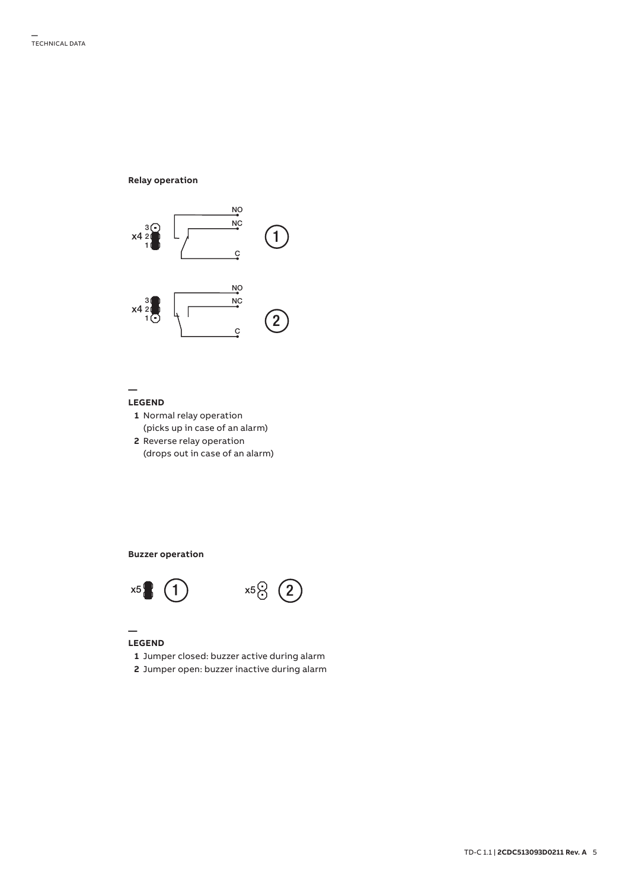### Relay operation

**LEGEND**

- **1** Normal relay operation (picks up in case of an alarm)
- **2** Reverse relay operation (drops out in case of an alarm)

### Buzzer operation

**LEGEND**

- **1** Jumper closed: buzzer active during alarm
- **2** Jumper open: buzzer inactive during alarm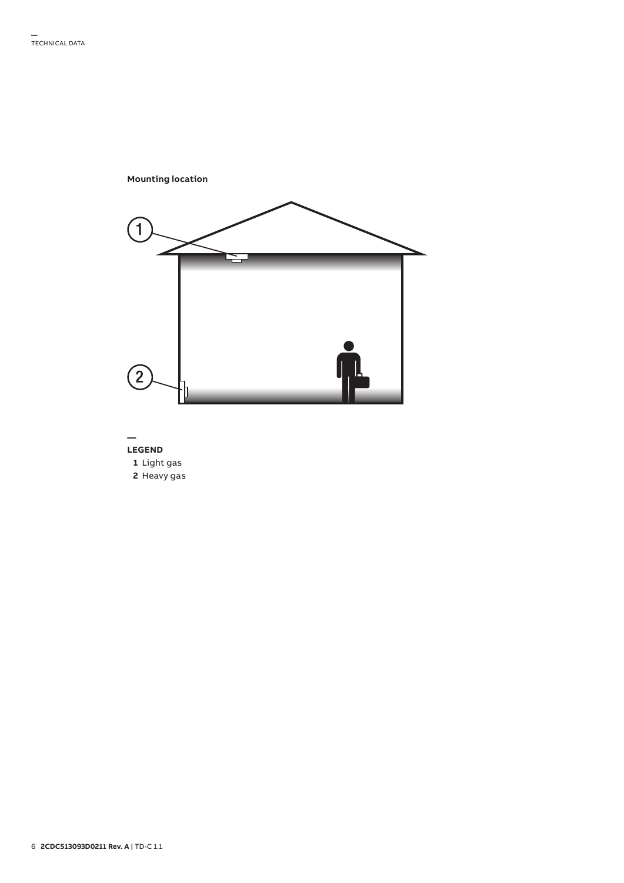**Mounting location**

**LEGEND**

**1** Light gas

**2** Heavy gas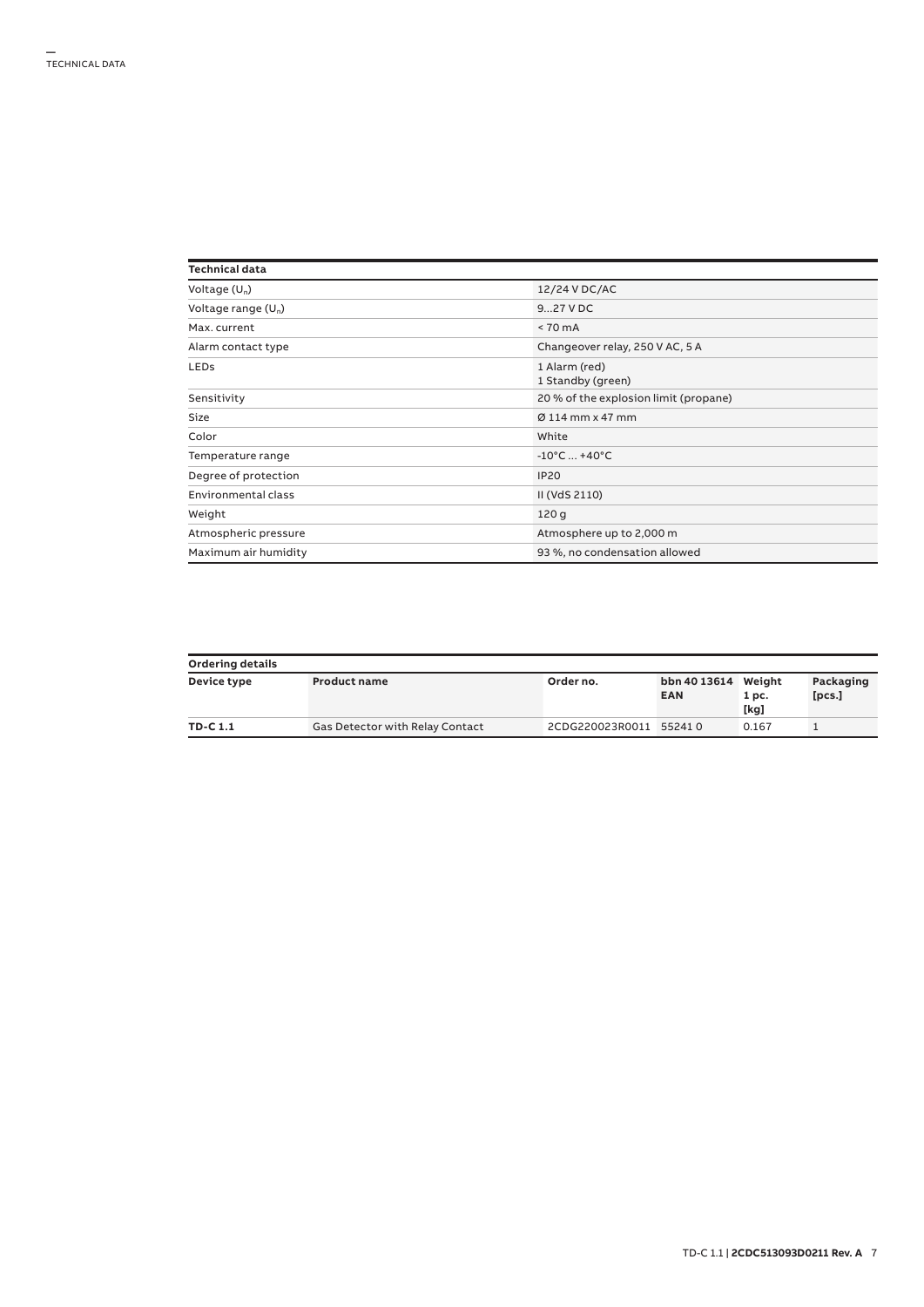## TECHNICAL DATA

| Technical data | |
|---|---|
| Voltage ($U_n$) | 12/24 V DC/AC |
| Voltage range ($U_n$) | 9...27 V DC |
| Max. current | < 70 mA |
| Alarm contact type | Changeover relay, 250 V AC, 5 A |
| LEDs | 1 Alarm (red)<br>1 Standby (green) |
| Sensitivity | 20 % of the explosion limit (propane) |
| Size | Ø 114 mm x 47 mm |
| Color | White |
| Temperature range | -10°C ... +40°C |
| Degree of protection | IP20 |
| Environmental class | II (VdS 2110) |
| Weight | 120 g |
| Atmospheric pressure | Atmosphere up to 2,000 m |
| Maximum air humidity | 93 %, no condensation allowed |

**Ordering details**

| Device type | Product name | Order no. | bbn 40 13614 EAN | Weight 1 pc. [kg] | Packaging [pcs.] |
|---|---|---|---|---|---|
| **TD-C 1.1** | Gas Detector with Relay Contact | 2CDG220023R0011 | 55241 0 | 0.167 | 1 |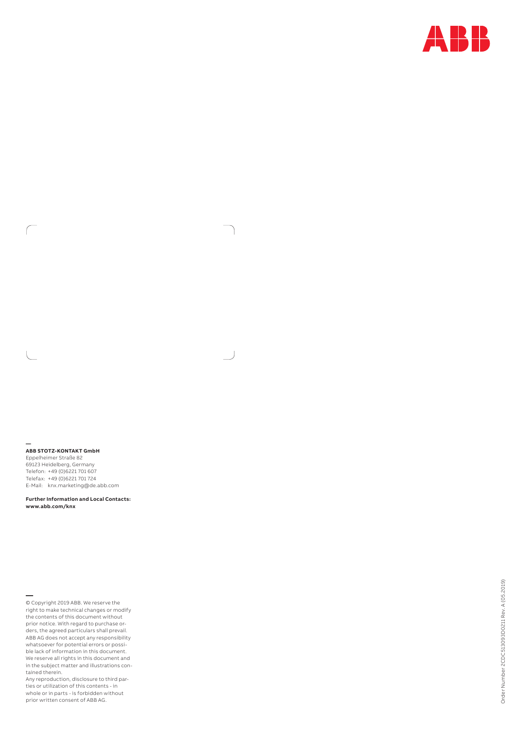**ABB STOTZ-KONTAKT GmbH**
Eppelheimer Straße 82
69123 Heidelberg, Germany
Telefon: +49 (0)6221 701 607
Telefax: +49 (0)6221 701 724
E-Mail: knx.marketing@de.abb.com

**Further Information and Local Contacts:**
**www.abb.com/knx**

© Copyright 2019 ABB. We reserve the right to make technical changes or modify the contents of this document without prior notice. With regard to purchase orders, the agreed particulars shall prevail. ABB AG does not accept any responsibility whatsoever for potential errors or possible lack of information in this document. We reserve all rights in this document and in the subject matter and illustrations contained therein.
Any reproduction, disclosure to third parties or utilization of this contents - in whole or in parts - is forbidden without prior written consent of ABB AG.

Order Number 2CDC513093D0211 Rev. A (05.2019)